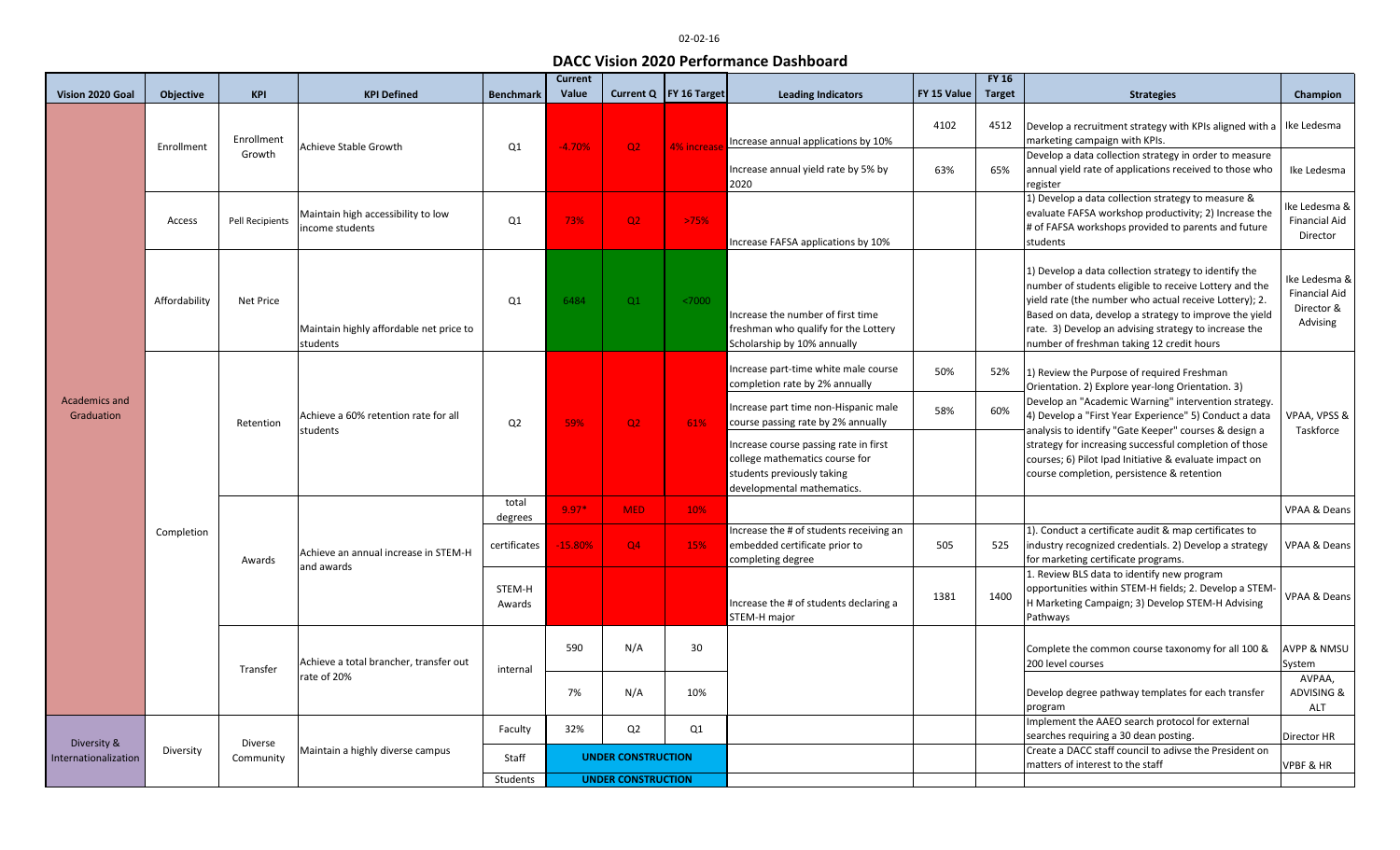02-02-16

# DACC Vision 2020 Performance Dashboard

| Vision 2020 Goal | Objective | KPI | KPI Defined | Benchmark | Current Value | Current Q | FY 16 Target | Leading Indicators | FY 15 Value | FY 16 Target | Strategies | Champion |
|---|---|---|---|---|---|---|---|---|---|---|---|---|
| Academics and Graduation | Enrollment | Enrollment Growth | Achieve Stable Growth | Q1 | -4.70% | Q2 | 4% increase | Increase annual applications by 10% | 4102 | 4512 | Develop a recruitment strategy with KPIs aligned with a marketing campaign with KPIs. | Ike Ledesma |
| | | | | | | | | Increase annual yield rate by 5% by 2020 | 63% | 65% | Develop a data collection strategy in order to measure annual yield rate of applications received to those who register | Ike Ledesma |
| | Access | Pell Recipients | Maintain high accessibility to low income students | Q1 | 73% | Q2 | >75% | Increase FAFSA applications by 10% | | | 1) Develop a data collection strategy to measure & evaluate FAFSA workshop productivity; 2) Increase the # of FAFSA workshops provided to parents and future students | Ike Ledesma & Financial Aid Director |
| | Affordability | Net Price | Maintain highly affordable net price to students | Q1 | 6484 | Q1 | <7000 | Increase the number of first time freshman who qualify for the Lottery Scholarship by 10% annually | | | 1) Develop a data collection strategy to identify the number of students eligible to receive Lottery and the yield rate (the number who actual receive Lottery); 2. Based on data, develop a strategy to improve the yield rate. 3) Develop an advising strategy to increase the number of freshman taking 12 credit hours | Ike Ledesma & Financial Aid Director & Advising |
| | Completion | Retention | Achieve a 60% retention rate for all students | Q2 | 59% | Q2 | 61% | Increase part-time white male course completion rate by 2% annually | 50% | 52% | 1) Review the Purpose of required Freshman Orientation. 2) Explore year-long Orientation. 3) Develop an "Academic Warning" intervention strategy. 4) Develop a "First Year Experience" 5) Conduct a data analysis to identify "Gate Keeper" courses & design a strategy for increasing successful completion of those courses; 6) Pilot Ipad Initiative & evaluate impact on course completion, persistence & retention | VPAA, VPSS & Taskforce |
| | | | | | | | | Increase part time non-Hispanic male course passing rate by 2% annually | 58% | 60% | | |
| | | | | | | | | Increase course passing rate in first college mathematics course for students previously taking developmental mathematics. | | | | |
| | | Awards | Achieve an annual increase in STEM-H certificates and awards | total degrees | 9.97* | MED | 10% | | | | | VPAA & Deans |
| | | | | certificates | -15.80% | Q4 | 15% | Increase the # of students receiving an embedded certificate prior to completing degree | 505 | 525 | 1). Conduct a certificate audit & map certificates to industry recognized credentials. 2) Develop a strategy for marketing certificate programs. | VPAA & Deans |
| | | | | STEM-H Awards | | | | Increase the # of students declaring a STEM-H major | 1381 | 1400 | 1. Review BLS data to identify new program opportunities within STEM-H fields; 2. Develop a STEM-H Marketing Campaign; 3) Develop STEM-H Advising Pathways | VPAA & Deans |
| | | Transfer | Achieve a total brancher, transfer out rate of 20% | internal | 590 | N/A | 30 | | | | Complete the common course taxonomy for all 100 & 200 level courses | AVPP & NMSU System |
| | | | | | 7% | N/A | 10% | | | | Develop degree pathway templates for each transfer program | AVPAA, ADVISING & ALT |
| Diversity & Internationalization | Diversity | Diverse Community | Maintain a highly diverse campus | Faculty | 32% | Q2 | Q1 | | | | Implement the AAEO search protocol for external searches requiring a 30 dean posting. | Director HR |
| | | | | Staff | UNDER CONSTRUCTION | | | | | | Create a DACC staff council to adivse the President on matters of interest to the staff | VPBF & HR |
| | | | | Students | UNDER CONSTRUCTION | | | | | | | |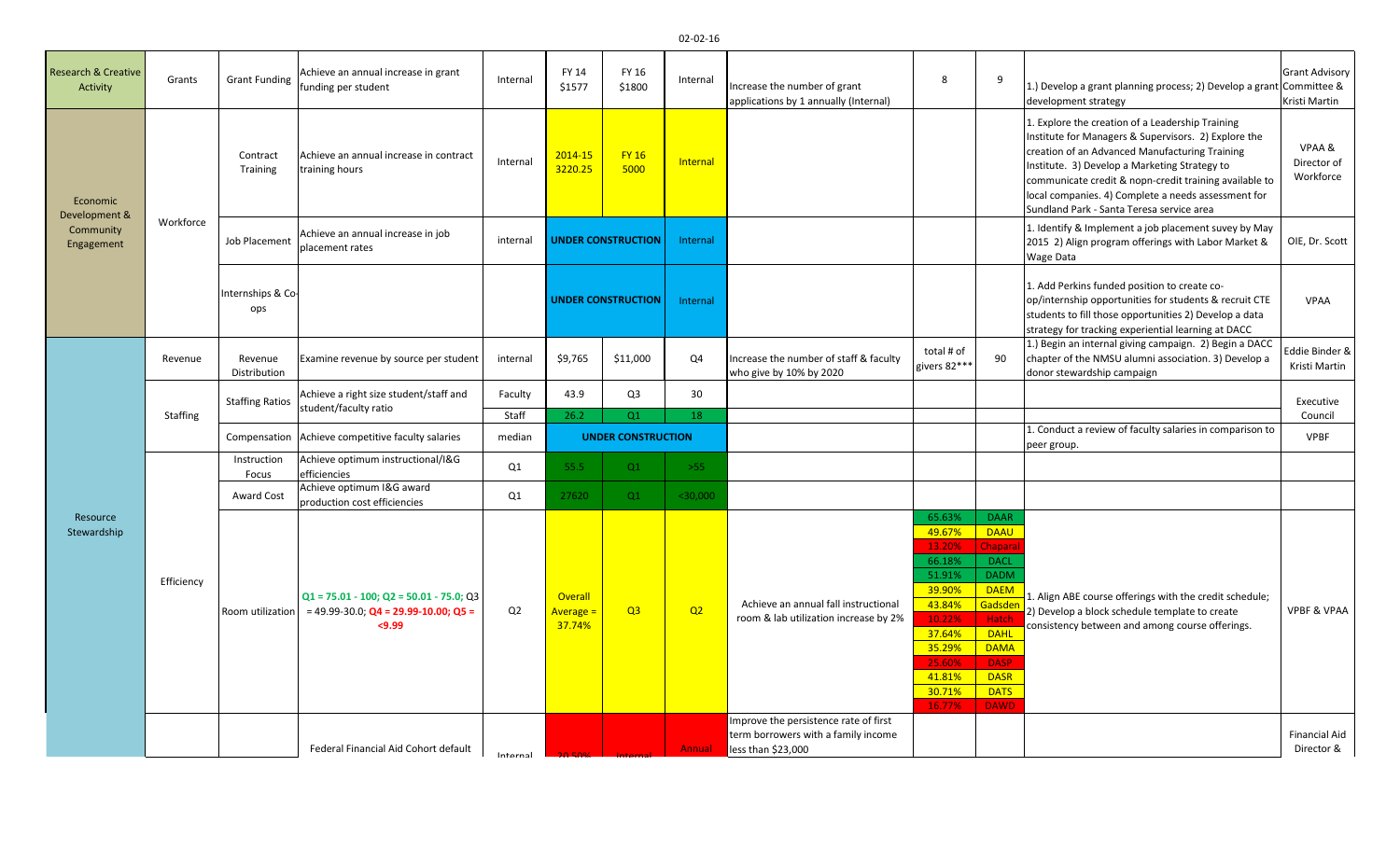02-02-16

| | | | | | | | | | | | | |
|---|---|---|---|---|---|---|---|---|---|---|---|---|
| Research & Creative Activity | Grants | Grant Funding | Achieve an annual increase in grant funding per student | Internal | FY 14 $1577 | FY 16 $1800 | Internal | Increase the number of grant applications by 1 annually (Internal) | 8 | 9 | 1.) Develop a grant planning process; 2) Develop a grant development strategy | Grant Advisory Committee & Kristi Martin |
| Economic Development & Community Engagement | Workforce | Contract Training | Achieve an annual increase in contract training hours | Internal | 2014-15 3220.25 | FY 16 5000 | Internal | | | | 1. Explore the creation of a Leadership Training Institute for Managers & Supervisors. 2) Explore the creation of an Advanced Manufacturing Training Institute. 3) Develop a Marketing Strategy to communicate credit & nopn-credit training available to local companies. 4) Complete a needs assessment for Sundland Park - Santa Teresa service area | VPAA & Director of Workforce |
| | | Job Placement | Achieve an annual increase in job placement rates | internal | UNDER CONSTRUCTION | | Internal | | | | 1. Identify & Implement a job placement suvey by May 2015 2) Align program offerings with Labor Market & Wage Data | OIE, Dr. Scott |
| | | Internships & Co-ops | | | UNDER CONSTRUCTION | | Internal | | | | 1. Add Perkins funded position to create co-op/internship opportunities for students & recruit CTE students to fill those opportunities 2) Develop a data strategy for tracking experiential learning at DACC | VPAA |
| Resource Stewardship | Revenue | Revenue Distribution | Examine revenue by source per student | internal | $9,765 | $11,000 | Q4 | Increase the number of staff & faculty who give by 10% by 2020 | total # of givers 82*** | 90 | 1.) Begin an internal giving campaign. 2) Begin a DACC chapter of the NMSU alumni association. 3) Develop a donor stewardship campaign | Eddie Binder & Kristi Martin |
| | Staffing | Staffing Ratios | Achieve a right size student/staff and student/faculty ratio | Faculty | 43.9 | Q3 | 30 | | | | | Executive Council |
| | | | | Staff | 26.2 | Q1 | 18 | | | | | |
| | | Compensation | Achieve competitive faculty salaries | median | UNDER CONSTRUCTION | | | | | | 1. Conduct a review of faculty salaries in comparison to peer group. | VPBF |
| | Efficiency | Instruction Focus | Achieve optimum instructional/I&G efficiencies | Q1 | 55.5 | Q1 | >55 | | | | | |
| | | Award Cost | Achieve optimum I&G award production cost efficiencies | Q1 | 27620 | Q1 | <30,000 | | | | | |
| | | Room utilization | Q1 = 75.01 - 100; Q2 = 50.01 - 75.0; Q3 = 49.99-30.0; Q4 = 29.99-10.00; Q5 = <9.99 | Q2 | Overall Average = 37.74% | Q3 | Q2 | Achieve an annual fall instructional room & lab utilization increase by 2% | 65.63%<br>49.67%<br>13.20%<br>66.18%<br>51.91%<br>39.90%<br>43.84%<br>10.22%<br>37.64%<br>35.29%<br>25.60%<br>41.81%<br>30.71%<br>16.77% | DAAR<br>DAAU<br>Chaparal<br>DACL<br>DADM<br>DAEM<br>Gadsden<br>Hatch<br>DAHL<br>DAMA<br>DASP<br>DASR<br>DATS<br>DAWD | 1. Align ABE course offerings with the credit schedule; 2) Develop a block schedule template to create consistency between and among course offerings. | VPBF & VPAA |
| | | | Federal Financial Aid Cohort default | Internal | 20.50% | Internal | Annual | Improve the persistence rate of first term borrowers with a family income less than $23,000 | | | | Financial Aid Director & |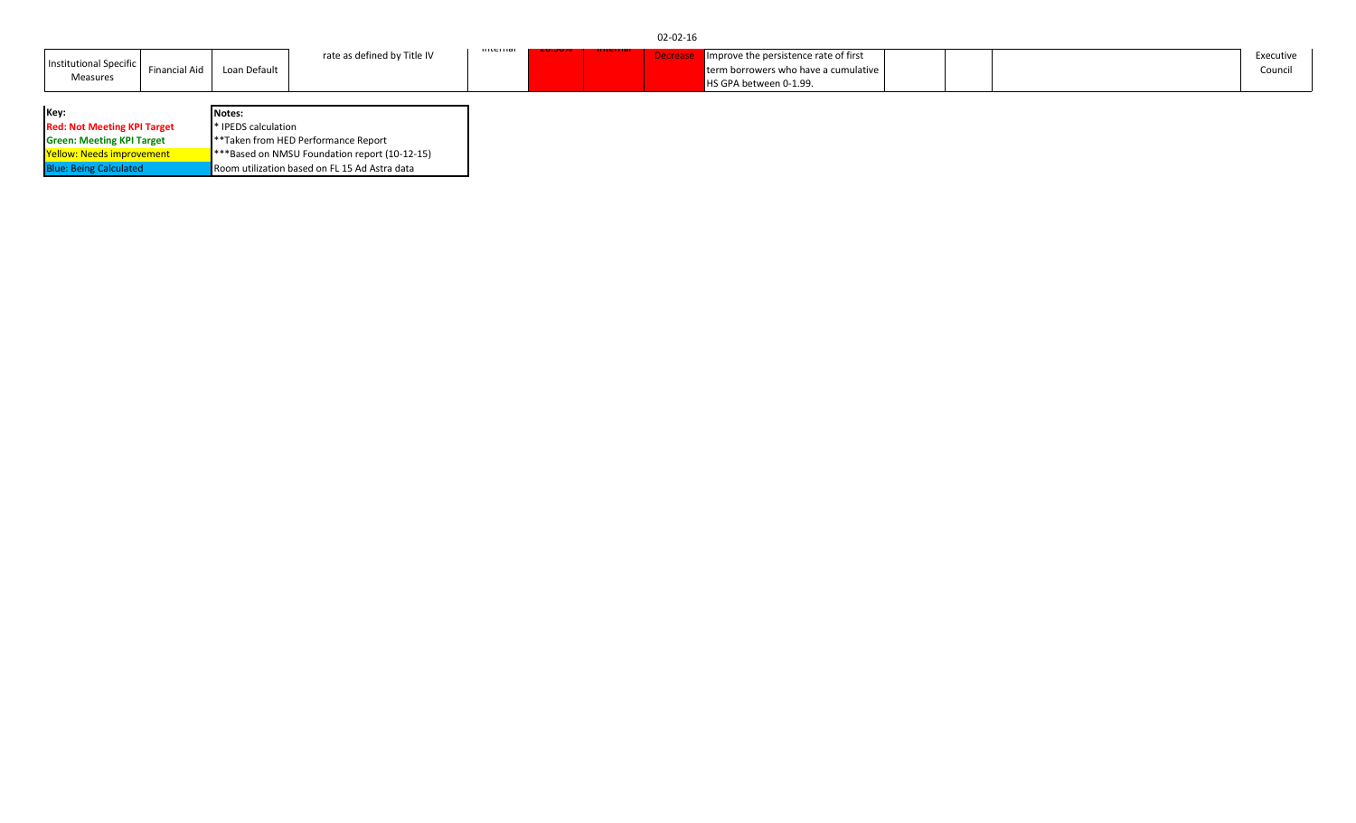| | | | | | | | | | | | | |
|---|---|---|---|---|---|---|---|---|---|---|---|---|
| Institutional Specific Measures | Financial Aid | Loan Default | rate as defined by Title IV | Internal | 20.90% | Internal | Decrease | Improve the persistence rate of first term borrowers who have a cumulative HS GPA between 0-1.99. | | | | Executive Council |

| Key: | Notes: |
|---|---|
| Red: Not Meeting KPI Target | * IPEDS calculation |
| Green: Meeting KPI Target | **Taken from HED Performance Report |
| Yellow: Needs improvement | ***Based on NMSU Foundation report (10-12-15) |
| Blue: Being Calculated | Room utilization based on FL 15 Ad Astra data |